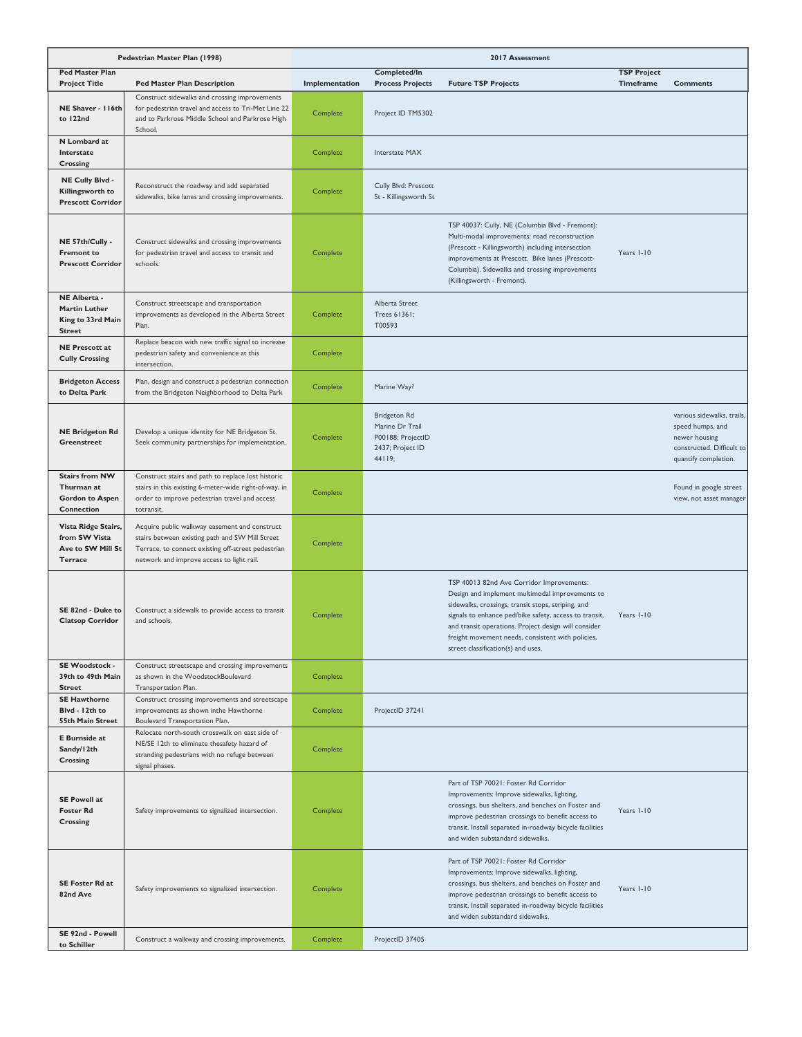| Pedestrian Master Plan (1998) | | 2017 Assessment | | | | |
|---|---|---|---|---|---|---|
| **Ped Master Plan Project Title** | **Ped Master Plan Description** | **Implementation** | **Completed/In Process Projects** | **Future TSP Projects** | **TSP Project Timeframe** | **Comments** |
| **NE Shaver - 116th to 122nd** | Construct sidewalks and crossing improvements for pedestrian travel and access to Tri-Met Line 22 and to Parkrose Middle School and Parkrose High School. | Complete | Project ID TM5302 | | | |
| **N Lombard at Interstate Crossing** | | Complete | Interstate MAX | | | |
| **NE Cully Blvd - Killingsworth to Prescott Corridor** | Reconstruct the roadway and add separated sidewalks, bike lanes and crossing improvements. | Complete | Cully Blvd: Prescott St - Killingsworth St | | | |
| **NE 57th/Cully - Fremont to Prescott Corridor** | Construct sidewalks and crossing improvements for pedestrian travel and access to transit and schools. | Complete | | TSP 40037: Cully, NE (Columbia Blvd - Fremont): Multi-modal improvements: road reconstruction (Prescott - Killingsworth) including intersection improvements at Prescott. Bike lanes (Prescott-Columbia). Sidewalks and crossing improvements (Killingsworth - Fremont). | Years 1-10 | |
| **NE Alberta - Martin Luther King to 33rd Main Street** | Construct streetscape and transportation improvements as developed in the Alberta Street Plan. | Complete | Alberta Street Trees 61361; T00593 | | | |
| **NE Prescott at Cully Crossing** | Replace beacon with new traffic signal to increase pedestrian safety and convenience at this intersection. | Complete | | | | |
| **Bridgeton Access to Delta Park** | Plan, design and construct a pedestrian connection from the Bridgeton Neighborhood to Delta Park | Complete | Marine Way? | | | |
| **NE Bridgeton Rd Greenstreet** | Develop a unique identity for NE Bridgeton St. Seek community partnerships for implementation. | Complete | Bridgeton Rd Marine Dr Trail P00188; ProjectID 2437; Project ID 44119; | | | various sidewalks, trails, speed humps, and newer housing constructed. Difficult to quantify completion. |
| **Stairs from NW Thurman at Gordon to Aspen Connection** | Construct stairs and path to replace lost historic stairs in this existing 6-meter-wide right-of-way, in order to improve pedestrian travel and access totransit. | Complete | | | | Found in google street view, not asset manager |
| **Vista Ridge Stairs, from SW Vista Ave to SW Mill St Terrace** | Acquire public walkway easement and construct stairs between existing path and SW Mill Street Terrace, to connect existing off-street pedestrian network and improve access to light rail. | Complete | | | | |
| **SE 82nd - Duke to Clatsop Corridor** | Construct a sidewalk to provide access to transit and schools. | Complete | | TSP 40013 82nd Ave Corridor Improvements: Design and implement multimodal improvements to sidewalks, crossings, transit stops, striping, and signals to enhance ped/bike safety, access to transit, and transit operations. Project design will consider freight movement needs, consistent with policies, street classification(s) and uses. | Years 1-10 | |
| **SE Woodstock - 39th to 49th Main Street** | Construct streetscape and crossing improvements as shown in the WoodstockBoulevard Transportation Plan. | Complete | | | | |
| **SE Hawthorne Blvd - 12th to 55th Main Street** | Construct crossing improvements and streetscape improvements as shown inthe Hawthorne Boulevard Transportation Plan. | Complete | ProjectID 37241 | | | |
| **E Burnside at Sandy/12th Crossing** | Relocate north-south crosswalk on east side of NE/SE 12th to eliminate thesafety hazard of stranding pedestrians with no refuge between signal phases. | Complete | | | | |
| **SE Powell at Foster Rd Crossing** | Safety improvements to signalized intersection. | Complete | | Part of TSP 70021: Foster Rd Corridor Improvements: Improve sidewalks, lighting, crossings, bus shelters, and benches on Foster and improve pedestrian crossings to benefit access to transit. Install separated in-roadway bicycle facilities and widen substandard sidewalks. | Years 1-10 | |
| **SE Foster Rd at 82nd Ave** | Safety improvements to signalized intersection. | Complete | | Part of TSP 70021: Foster Rd Corridor Improvements: Improve sidewalks, lighting, crossings, bus shelters, and benches on Foster and improve pedestrian crossings to benefit access to transit. Install separated in-roadway bicycle facilities and widen substandard sidewalks. | Years 1-10 | |
| **SE 92nd - Powell to Schiller** | Construct a walkway and crossing improvements. | Complete | ProjectID 37405 | | | |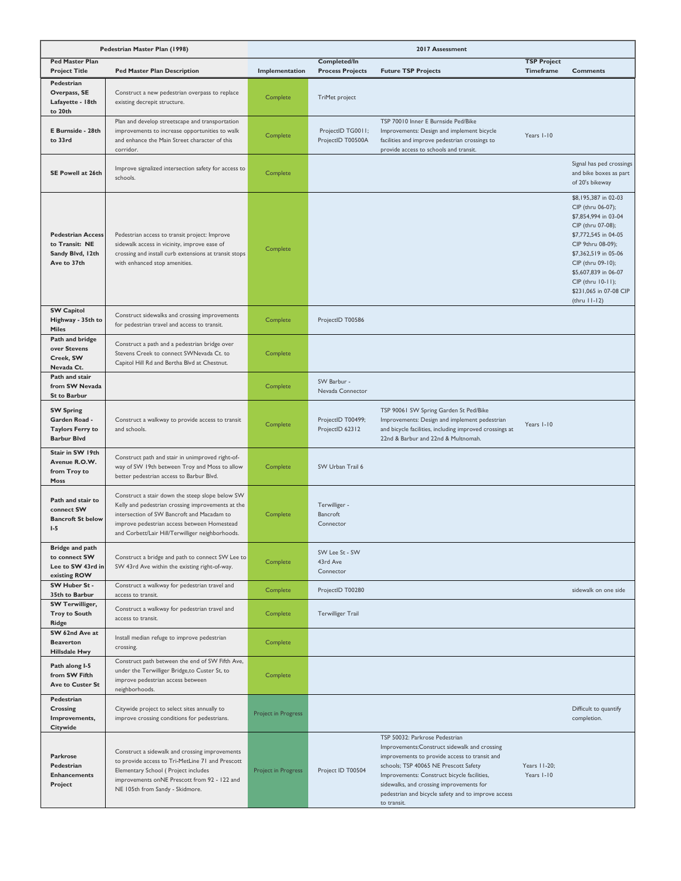| Pedestrian Master Plan (1998) | | 2017 Assessment | | | | |
|---|---|---|---|---|---|---|
| **Ped Master Plan Project Title** | **Ped Master Plan Description** | **Implementation** | **Completed/In Process Projects** | **Future TSP Projects** | **TSP Project Timeframe** | **Comments** |
| **Pedestrian Overpass, SE Lafayette - 18th to 20th** | Construct a new pedestrian overpass to replace existing decrepit structure. | Complete | TriMet project | | | |
| **E Burnside - 28th to 33rd** | Plan and develop streetscape and transportation improvements to increase opportunities to walk and enhance the Main Street character of this corridor. | Complete | ProjectID TG0011; ProjectID T00500A | TSP 70010 Inner E Burnside Ped/Bike Improvements: Design and implement bicycle facilities and improve pedestrian crossings to provide access to schools and transit. | Years 1-10 | |
| **SE Powell at 26th** | Improve signalized intersection safety for access to schools. | Complete | | | | Signal has ped crossings and bike boxes as part of 20's bikeway |
| **Pedestrian Access to Transit: NE Sandy Blvd, 12th Ave to 37th** | Pedestrian access to transit project: Improve sidewalk access in vicinity, improve ease of crossing and install curb extensions at transit stops with enhanced stop amenities. | Complete | | | | $8,195,387 in 02-03 CIP (thru 06-07); $7,854,994 in 03-04 CIP (thru 07-08); $7,772,545 in 04-05 CIP 9thru 08-09); $7,362,519 in 05-06 CIP (thru 09-10); $5,607,839 in 06-07 CIP (thru 10-11); $231,065 in 07-08 CIP (thru 11-12) |
| **SW Capitol Highway - 35th to Miles** | Construct sidewalks and crossing improvements for pedestrian travel and access to transit. | Complete | ProjectID T00586 | | | |
| **Path and bridge over Stevens Creek, SW Nevada Ct.** | Construct a path and a pedestrian bridge over Stevens Creek to connect SWNevada Ct. to Capitol Hill Rd and Bertha Blvd at Chestnut. | Complete | | | | |
| **Path and stair from SW Nevada St to Barbur** | | Complete | SW Barbur - Nevada Connector | | | |
| **SW Spring Garden Road - Taylors Ferry to Barbur Blvd** | Construct a walkway to provide access to transit and schools. | Complete | ProjectID T00499; ProjectID 62312 | TSP 90061 SW Spring Garden St Ped/Bike Improvements: Design and implement pedestrian and bicycle facilities, including improved crossings at 22nd & Barbur and 22nd & Multnomah. | Years 1-10 | |
| **Stair in SW 19th Avenue R.O.W. from Troy to Moss** | Construct path and stair in unimproved right-of-way of SW 19th between Troy and Moss to allow better pedestrian access to Barbur Blvd. | Complete | SW Urban Trail 6 | | | |
| **Path and stair to connect SW Bancroft St below I-5** | Construct a stair down the steep slope below SW Kelly and pedestrian crossing improvements at the intersection of SW Bancroft and Macadam to improve pedestrian access between Homestead and Corbett/Lair Hill/Terwilliger neighborhoods. | Complete | Terwilliger - Bancroft Connector | | | |
| **Bridge and path to connect SW Lee to SW 43rd in existing ROW** | Construct a bridge and path to connect SW Lee to SW 43rd Ave within the existing right-of-way. | Complete | SW Lee St - SW 43rd Ave Connector | | | |
| **SW Huber St - 35th to Barbur** | Construct a walkway for pedestrian travel and access to transit. | Complete | ProjectID T00280 | | | sidewalk on one side |
| **SW Terwilliger, Troy to South Ridge** | Construct a walkway for pedestrian travel and access to transit. | Complete | Terwilliger Trail | | | |
| **SW 62nd Ave at Beaverton Hillsdale Hwy** | Install median refuge to improve pedestrian crossing. | Complete | | | | |
| **Path along I-5 from SW Fifth Ave to Custer St** | Construct path between the end of SW Fifth Ave, under the Terwilliger Bridge,to Custer St, to improve pedestrian access between neighborhoods. | Complete | | | | |
| **Pedestrian Crossing Improvements, Citywide** | Citywide project to select sites annually to improve crossing conditions for pedestrians. | Project in Progress | | | | Difficult to quantify completion. |
| **Parkrose Pedestrian Enhancements Project** | Construct a sidewalk and crossing improvements to provide access to Tri-MetLine 71 and Prescott Elementary School ( Project includes improvements onNE Prescott from 92 - 122 and NE 105th from Sandy - Skidmore. | Project in Progress | Project ID T00504 | TSP 50032: Parkrose Pedestrian Improvements:Construct sidewalk and crossing improvements to provide access to transit and schools; TSP 40065 NE Prescott Safety Improvements: Construct bicycle facilities, sidewalks, and crossing improvements for pedestrian and bicycle safety and to improve access to transit. | Years 11-20; Years 1-10 | |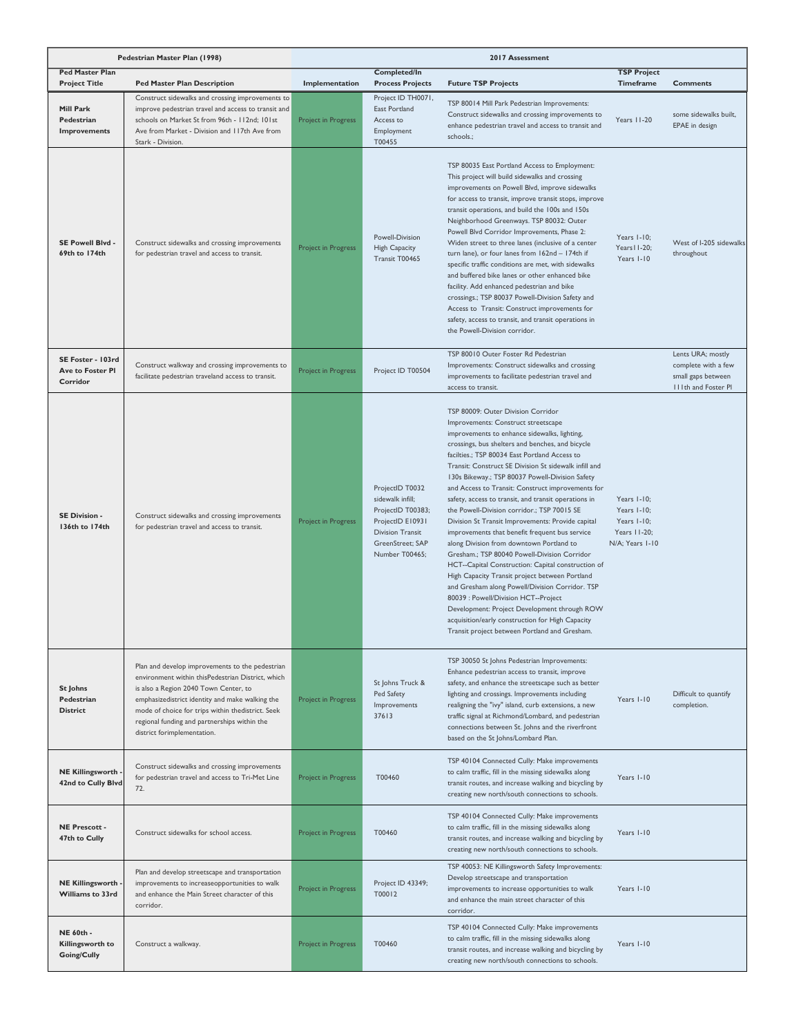| Pedestrian Master Plan (1998) | | 2017 Assessment | | | | |
|---|---|---|---|---|---|---|
| **Ped Master Plan Project Title** | **Ped Master Plan Description** | **Implementation** | **Completed/In Process Projects** | **Future TSP Projects** | **TSP Project Timeframe** | **Comments** |
| **Mill Park Pedestrian Improvements** | Construct sidewalks and crossing improvements to improve pedestrian travel and access to transit and schools on Market St from 96th - 112nd; 101st Ave from Market - Division and 117th Ave from Stark - Division. | Project in Progress | Project ID TH0071, East Portland Access to Employment T00455 | TSP 80014 Mill Park Pedestrian Improvements: Construct sidewalks and crossing improvements to enhance pedestrian travel and access to transit and schools.; | Years 11-20 | some sidewalks built, EPAE in design |
| **SE Powell Blvd - 69th to 174th** | Construct sidewalks and crossing improvements for pedestrian travel and access to transit. | Project in Progress | Powell-Division High Capacity Transit T00465 | TSP 80035 East Portland Access to Employment: This project will build sidewalks and crossing improvements on Powell Blvd, improve sidewalks for access to transit, improve transit stops, improve transit operations, and build the 100s and 150s Neighborhood Greenways. TSP 80032: Outer Powell Blvd Corridor Improvements, Phase 2: Widen street to three lanes (inclusive of a center turn lane), or four lanes from 162nd – 174th if specific traffic conditions are met, with sidewalks and buffered bike lanes or other enhanced bike facility. Add enhanced pedestrian and bike crossings.; TSP 80037 Powell-Division Safety and Access to Transit: Construct improvements for safety, access to transit, and transit operations in the Powell-Division corridor. | Years 1-10; Years11-20; Years 1-10 | West of I-205 sidewalks throughout |
| **SE Foster - 103rd Ave to Foster Pl Corridor** | Construct walkway and crossing improvements to facilitate pedestrian traveland access to transit. | Project in Progress | Project ID T00504 | TSP 80010 Outer Foster Rd Pedestrian Improvements: Construct sidewalks and crossing improvements to facilitate pedestrian travel and access to transit. | | Lents URA; mostly complete with a few small gaps between 111th and Foster Pl |
| **SE Division - 136th to 174th** | Construct sidewalks and crossing improvements for pedestrian travel and access to transit. | Project in Progress | ProjectID T0032 sidewalk infill; ProjectID T00383; ProjectID E10931 Division Transit GreenStreet; SAP Number T00465; | TSP 80009: Outer Division Corridor Improvements: Construct streetscape improvements to enhance sidewalks, lighting, crossings, bus shelters and benches, and bicycle facilties.; TSP 80034 East Portland Access to Transit: Construct SE Division St sidewalk infill and 130s Bikeway.; TSP 80037 Powell-Division Safety and Access to Transit: Construct improvements for safety, access to transit, and transit operations in the Powell-Division corridor.; TSP 70015 SE Division St Transit Improvements: Provide capital improvements that benefit frequent bus service along Division from downtown Portland to Gresham.; TSP 80040 Powell-Division Corridor HCT--Capital Construction: Capital construction of High Capacity Transit project between Portland and Gresham along Powell/Division Corridor. TSP 80039 : Powell/Division HCT--Project Development: Project Development through ROW acquisition/early construction for High Capacity Transit project between Portland and Gresham. | Years 1-10; Years 1-10; Years 1-10; Years 11-20; N/A; Years 1-10 | |
| **St Johns Pedestrian District** | Plan and develop improvements to the pedestrian environment within thisPedestrian District, which is also a Region 2040 Town Center, to emphasizedistrict identity and make walking the mode of choice for trips within thedistrict. Seek regional funding and partnerships within the district forimplementation. | Project in Progress | St Johns Truck & Ped Safety Improvements 37613 | TSP 30050 St Johns Pedestrian Improvements: Enhance pedestrian access to transit, improve safety, and enhance the streetscape such as better lighting and crossings. Improvements including realigning the "ivy" island, curb extensions, a new traffic signal at Richmond/Lombard, and pedestrian connections between St. Johns and the riverfront based on the St Johns/Lombard Plan. | Years 1-10 | Difficult to quantify completion. |
| **NE Killingsworth - 42nd to Cully Blvd** | Construct sidewalks and crossing improvements for pedestrian travel and access to Tri-Met Line 72. | Project in Progress | T00460 | TSP 40104 Connected Cully: Make improvements to calm traffic, fill in the missing sidewalks along transit routes, and increase walking and bicycling by creating new north/south connections to schools. | Years 1-10 | |
| **NE Prescott - 47th to Cully** | Construct sidewalks for school access. | Project in Progress | T00460 | TSP 40104 Connected Cully: Make improvements to calm traffic, fill in the missing sidewalks along transit routes, and increase walking and bicycling by creating new north/south connections to schools. | Years 1-10 | |
| **NE Killingsworth - Williams to 33rd** | Plan and develop streetscape and transportation improvements to increaseopportunities to walk and enhance the Main Street character of this corridor. | Project in Progress | Project ID 43349; T00012 | TSP 40053: NE Killingsworth Safety Improvements: Develop streetscape and transportation improvements to increase opportunities to walk and enhance the main street character of this corridor. | Years 1-10 | |
| **NE 60th - Killingsworth to Going/Cully** | Construct a walkway. | Project in Progress | T00460 | TSP 40104 Connected Cully: Make improvements to calm traffic, fill in the missing sidewalks along transit routes, and increase walking and bicycling by creating new north/south connections to schools. | Years 1-10 | |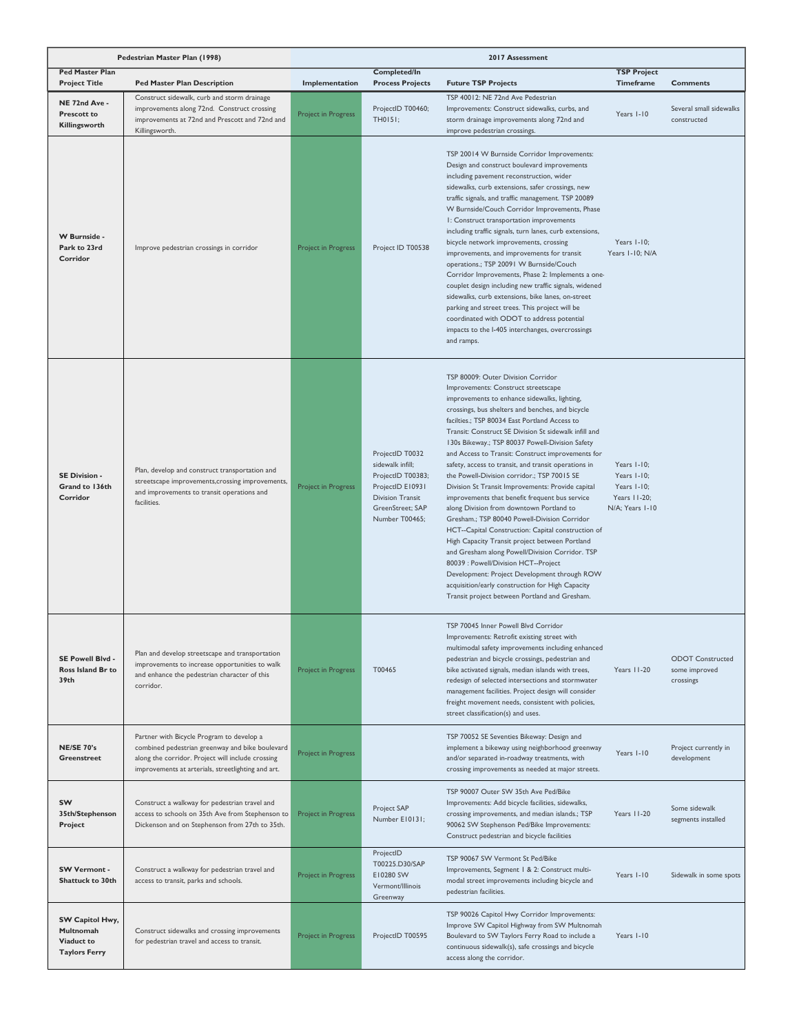| Pedestrian Master Plan (1998) | | 2017 Assessment | | | | |
|---|---|---|---|---|---|---|
| **Ped Master Plan Project Title** | **Ped Master Plan Description** | **Implementation** | **Completed/In Process Projects** | **Future TSP Projects** | **TSP Project Timeframe** | **Comments** |
| **NE 72nd Ave - Prescott to Killingsworth** | Construct sidewalk, curb and storm drainage improvements along 72nd. Construct crossing improvements at 72nd and Prescott and 72nd and Killingsworth. | Project in Progress | ProjectID T00460; TH0151; | TSP 40012: NE 72nd Ave Pedestrian Improvements: Construct sidewalks, curbs, and storm drainage improvements along 72nd and improve pedestrian crossings. | Years 1-10 | Several small sidewalks constructed |
| **W Burnside - Park to 23rd Corridor** | Improve pedestrian crossings in corridor | Project in Progress | Project ID T00538 | TSP 20014 W Burnside Corridor Improvements: Design and construct boulevard improvements including pavement reconstruction, wider sidewalks, curb extensions, safer crossings, new traffic signals, and traffic management. TSP 20089 W Burnside/Couch Corridor Improvements, Phase 1: Construct transportation improvements including traffic signals, turn lanes, curb extensions, bicycle network improvements, crossing improvements, and improvements for transit operations.; TSP 20091 W Burnside/Couch Corridor Improvements, Phase 2: Implements a one-couplet design including new traffic signals, widened sidewalks, curb extensions, bike lanes, on-street parking and street trees. This project will be coordinated with ODOT to address potential impacts to the I-405 interchanges, overcrossings and ramps. | Years 1-10; Years 1-10; N/A | |
| **SE Division - Grand to 136th Corridor** | Plan, develop and construct transportation and streetscape improvements,crossing improvements, and improvements to transit operations and facilities. | Project in Progress | ProjectID T0032 sidewalk infill; ProjectID T00383; ProjectID E10931 Division Transit GreenStreet; SAP Number T00465; | TSP 80009: Outer Division Corridor Improvements: Construct streetscape improvements to enhance sidewalks, lighting, crossings, bus shelters and benches, and bicycle facilties.; TSP 80034 East Portland Access to Transit: Construct SE Division St sidewalk infill and 130s Bikeway.; TSP 80037 Powell-Division Safety and Access to Transit: Construct improvements for safety, access to transit, and transit operations in the Powell-Division corridor.; TSP 70015 SE Division St Transit Improvements: Provide capital improvements that benefit frequent bus service along Division from downtown Portland to Gresham.; TSP 80040 Powell-Division Corridor HCT--Capital Construction: Capital construction of High Capacity Transit project between Portland and Gresham along Powell/Division Corridor. TSP 80039 : Powell/Division HCT--Project Development: Project Development through ROW acquisition/early construction for High Capacity Transit project between Portland and Gresham. | Years 1-10; Years 1-10; Years 1-10; Years 11-20; N/A; Years 1-10 | |
| **SE Powell Blvd - Ross Island Br to 39th** | Plan and develop streetscape and transportation improvements to increase opportunities to walk and enhance the pedestrian character of this corridor. | Project in Progress | T00465 | TSP 70045 Inner Powell Blvd Corridor Improvements: Retrofit existing street with multimodal safety improvements including enhanced pedestrian and bicycle crossings, pedestrian and bike activated signals, median islands with trees, redesign of selected intersections and stormwater management facilities. Project design will consider freight movement needs, consistent with policies, street classification(s) and uses. | Years 11-20 | ODOT Constructed some improved crossings |
| **NE/SE 70's Greenstreet** | Partner with Bicycle Program to develop a combined pedestrian greenway and bike boulevard along the corridor. Project will include crossing improvements at arterials, streetlighting and art. | Project in Progress | | TSP 70052 SE Seventies Bikeway: Design and implement a bikeway using neighborhood greenway and/or separated in-roadway treatments, with crossing improvements as needed at major streets. | Years 1-10 | Project currently in development |
| **SW 35th/Stephenson Project** | Construct a walkway for pedestrian travel and access to schools on 35th Ave from Stephenson to Dickenson and on Stephenson from 27th to 35th. | Project in Progress | Project SAP Number E10131; | TSP 90007 Outer SW 35th Ave Ped/Bike Improvements: Add bicycle facilities, sidewalks, crossing improvements, and median islands.; TSP 90062 SW Stephenson Ped/Bike Improvements: Construct pedestrian and bicycle facilities | Years 11-20 | Some sidewalk segments installed |
| **SW Vermont - Shattuck to 30th** | Construct a walkway for pedestrian travel and access to transit, parks and schools. | Project in Progress | ProjectID T00225.D30/SAP E10280 SW Vermont/Illinois Greenway | TSP 90067 SW Vermont St Ped/Bike Improvements, Segment 1 & 2: Construct multi-modal street improvements including bicycle and pedestrian facilities. | Years 1-10 | Sidewalk in some spots |
| **SW Capitol Hwy, Multnomah Viaduct to Taylors Ferry** | Construct sidewalks and crossing improvements for pedestrian travel and access to transit. | Project in Progress | ProjectID T00595 | TSP 90026 Capitol Hwy Corridor Improvements: Improve SW Capitol Highway from SW Multnomah Boulevard to SW Taylors Ferry Road to include a continuous sidewalk(s), safe crossings and bicycle access along the corridor. | Years 1-10 | |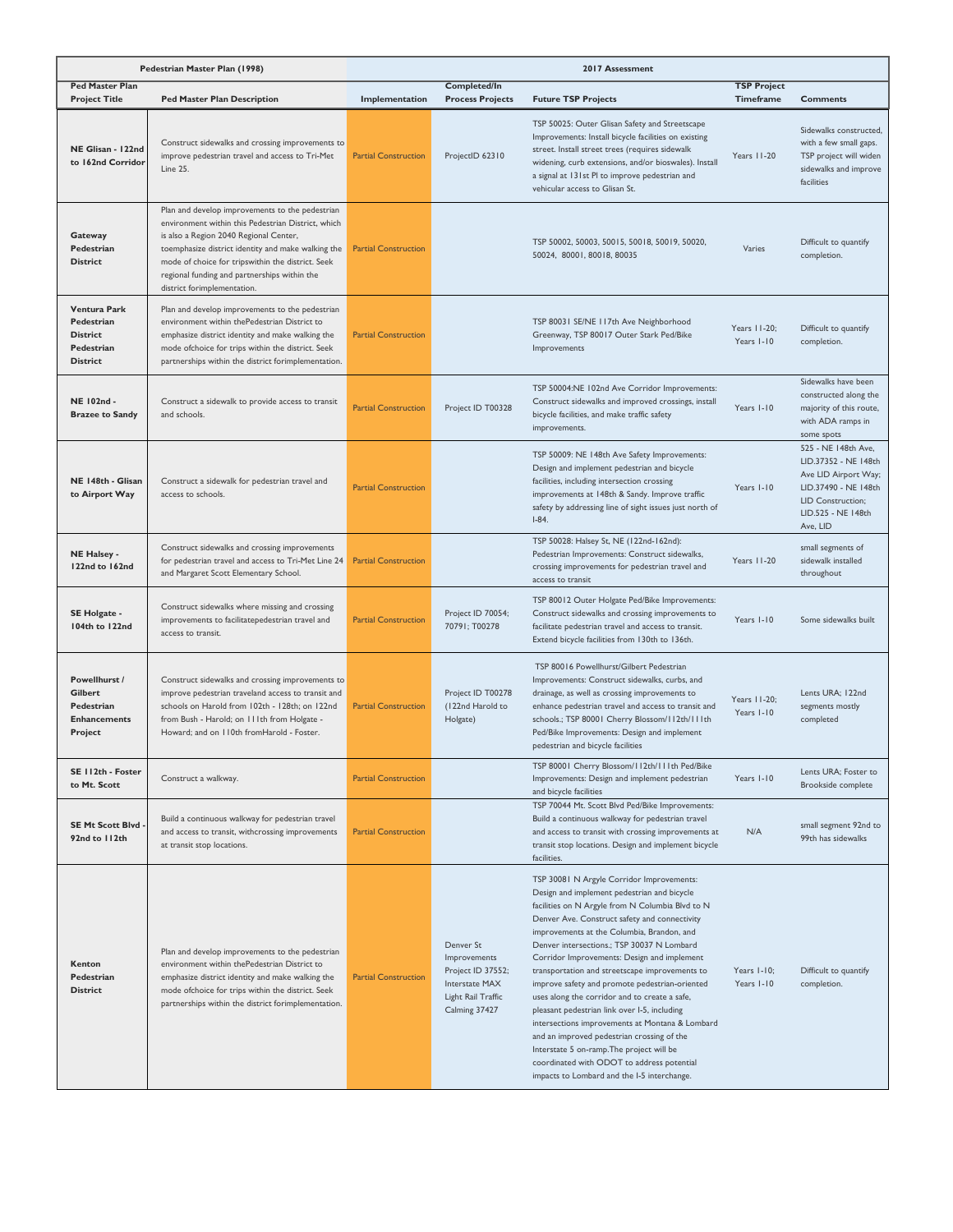| Pedestrian Master Plan (1998) | | 2017 Assessment | | | | |
|---|---|---|---|---|---|---|
| **Ped Master Plan Project Title** | **Ped Master Plan Description** | **Implementation** | **Completed/In Process Projects** | **Future TSP Projects** | **TSP Project Timeframe** | **Comments** |
| **NE Glisan - 122nd to 162nd Corridor** | Construct sidewalks and crossing improvements to improve pedestrian travel and access to Tri-Met Line 25. | Partial Construction | ProjectID 62310 | TSP 50025: Outer Glisan Safety and Streetscape Improvements: Install bicycle facilities on existing street. Install street trees (requires sidewalk widening, curb extensions, and/or bioswales). Install a signal at 131st Pl to improve pedestrian and vehicular access to Glisan St. | Years 11-20 | Sidewalks constructed, with a few small gaps. TSP project will widen sidewalks and improve facilities |
| **Gateway Pedestrian District** | Plan and develop improvements to the pedestrian environment within this Pedestrian District, which is also a Region 2040 Regional Center, toemphasize district identity and make walking the mode of choice for tripswithin the district. Seek regional funding and partnerships within the district forimplementation. | Partial Construction | | TSP 50002, 50003, 50015, 50018, 50019, 50020, 50024, 80001, 80018, 80035 | Varies | Difficult to quantify completion. |
| **Ventura Park Pedestrian District Pedestrian District** | Plan and develop improvements to the pedestrian environment within thePedestrian District to emphasize district identity and make walking the mode ofchoice for trips within the district. Seek partnerships within the district forimplementation. | Partial Construction | | TSP 80031 SE/NE 117th Ave Neighborhood Greenway, TSP 80017 Outer Stark Ped/Bike Improvements | Years 11-20; Years 1-10 | Difficult to quantify completion. |
| **NE 102nd - Brazee to Sandy** | Construct a sidewalk to provide access to transit and schools. | Partial Construction | Project ID T00328 | TSP 50004:NE 102nd Ave Corridor Improvements: Construct sidewalks and improved crossings, install bicycle facilities, and make traffic safety improvements. | Years 1-10 | Sidewalks have been constructed along the majority of this route, with ADA ramps in some spots |
| **NE 148th - Glisan to Airport Way** | Construct a sidewalk for pedestrian travel and access to schools. | Partial Construction | | TSP 50009: NE 148th Ave Safety Improvements: Design and implement pedestrian and bicycle facilities, including intersection crossing improvements at 148th & Sandy. Improve traffic safety by addressing line of sight issues just north of I-84. | Years 1-10 | 525 - NE 148th Ave, LID.37352 - NE 148th Ave LID Airport Way; LID.37490 - NE 148th LID Construction; LID.525 - NE 148th Ave, LID |
| **NE Halsey - 122nd to 162nd** | Construct sidewalks and crossing improvements for pedestrian travel and access to Tri-Met Line 24 and Margaret Scott Elementary School. | Partial Construction | | TSP 50028: Halsey St, NE (122nd-162nd): Pedestrian Improvements: Construct sidewalks, crossing improvements for pedestrian travel and access to transit | Years 11-20 | small segments of sidewalk installed throughout |
| **SE Holgate - 104th to 122nd** | Construct sidewalks where missing and crossing improvements to facilitatepedestrian travel and access to transit. | Partial Construction | Project ID 70054; 70791; T00278 | TSP 80012 Outer Holgate Ped/Bike Improvements: Construct sidewalks and crossing improvements to facilitate pedestrian travel and access to transit. Extend bicycle facilities from 130th to 136th. | Years 1-10 | Some sidewalks built |
| **Powellhurst / Gilbert Pedestrian Enhancements Project** | Construct sidewalks and crossing improvements to improve pedestrian traveland access to transit and schools on Harold from 102th - 128th; on 122nd from Bush - Harold; on 111th from Holgate - Howard; and on 110th fromHarold - Foster. | Partial Construction | Project ID T00278 (122nd Harold to Holgate) | TSP 80016 Powellhurst/Gilbert Pedestrian Improvements: Construct sidewalks, curbs, and drainage, as well as crossing improvements to enhance pedestrian travel and access to transit and schools.; TSP 80001 Cherry Blossom/112th/111th Ped/Bike Improvements: Design and implement pedestrian and bicycle facilities | Years 11-20; Years 1-10 | Lents URA; 122nd segments mostly completed |
| **SE 112th - Foster to Mt. Scott** | Construct a walkway. | Partial Construction | | TSP 80001 Cherry Blossom/112th/111th Ped/Bike Improvements: Design and implement pedestrian and bicycle facilities | Years 1-10 | Lents URA; Foster to Brookside complete |
| **SE Mt Scott Blvd - 92nd to 112th** | Build a continuous walkway for pedestrian travel and access to transit, withcrossing improvements at transit stop locations. | Partial Construction | | TSP 70044 Mt. Scott Blvd Ped/Bike Improvements: Build a continuous walkway for pedestrian travel and access to transit with crossing improvements at transit stop locations. Design and implement bicycle facilities. | N/A | small segment 92nd to 99th has sidewalks |
| **Kenton Pedestrian District** | Plan and develop improvements to the pedestrian environment within thePedestrian District to emphasize district identity and make walking the mode ofchoice for trips within the district. Seek partnerships within the district forimplementation. | Partial Construction | Denver St Improvements Project ID 37552; Interstate MAX Light Rail Traffic Calming 37427 | TSP 30081 N Argyle Corridor Improvements: Design and implement pedestrian and bicycle facilities on N Argyle from N Columbia Blvd to N Denver Ave. Construct safety and connectivity improvements at the Columbia, Brandon, and Denver intersections.; TSP 30037 N Lombard Corridor Improvements: Design and implement transportation and streetscape improvements to improve safety and promote pedestrian-oriented uses along the corridor and to create a safe, pleasant pedestrian link over I-5, including intersections improvements at Montana & Lombard and an improved pedestrian crossing of the Interstate 5 on-ramp.The project will be coordinated with ODOT to address potential impacts to Lombard and the I-5 interchange. | Years 1-10; Years 1-10 | Difficult to quantify completion. |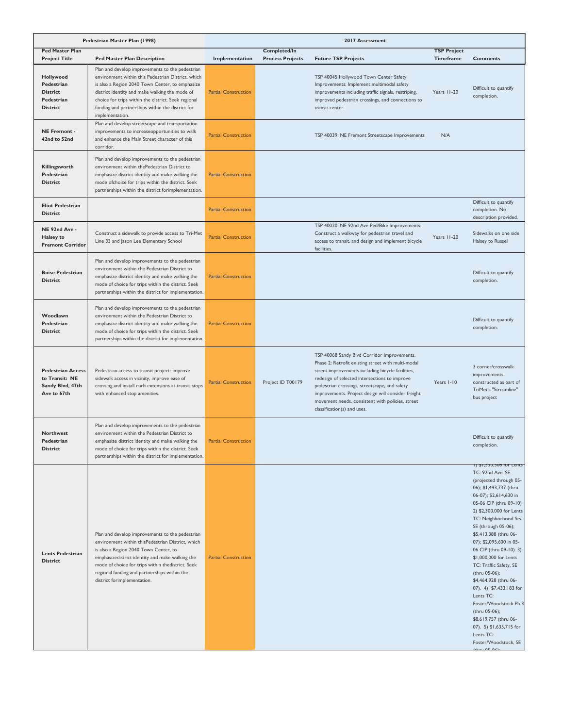| Pedestrian Master Plan (1998) | | 2017 Assessment | | | | |
|---|---|---|---|---|---|---|
| **Ped Master Plan Project Title** | **Ped Master Plan Description** | **Implementation** | **Completed/In Process Projects** | **Future TSP Projects** | **TSP Project Timeframe** | **Comments** |
| **Hollywood Pedestrian District Pedestrian District** | Plan and develop improvements to the pedestrian environment within this Pedestrian District, which is also a Region 2040 Town Center, to emphasize district identity and make walking the mode of choice for trips within the district. Seek regional funding and partnerships within the district for implementation. | Partial Construction | | TSP 40045 Hollywood Town Center Safety Improvements: Implement multimodal safety improvements including traffic signals, restriping, improved pedestrian crossings, and connections to transit center. | Years 11-20 | Difficult to quantify completion. |
| **NE Fremont - 42nd to 52nd** | Plan and develop streetscape and transportation improvements to increaseopportunities to walk and enhance the Main Street character of this corridor. | Partial Construction | | TSP 40039: NE Fremont Streetscape Improvements | N/A | |
| **Killingsworth Pedestrian District** | Plan and develop improvements to the pedestrian environment within thePedestrian District to emphasize district identity and make walking the mode ofchoice for trips within the district. Seek partnerships within the district forimplementation. | Partial Construction | | | | |
| **Eliot Pedestrian District** | | Partial Construction | | | | Difficult to quantify completion. No description provided. |
| **NE 92nd Ave - Halsey to Fremont Corridor** | Construct a sidewalk to provide access to Tri-Met Line 33 and Jason Lee Elementary School | Partial Construction | | TSP 40020: NE 92nd Ave Ped/Bike Improvements: Construct a walkway for pedestrian travel and access to transit, and design and implement bicycle facilities. | Years 11-20 | Sidewalks on one side Halsey to Russel |
| **Boise Pedestrian District** | Plan and develop improvements to the pedestrian environment within the Pedestrian District to emphasize district identity and make walking the mode of choice for trips within the district. Seek partnerships within the district for implementation. | Partial Construction | | | | Difficult to quantify completion. |
| **Woodlawn Pedestrian District** | Plan and develop improvements to the pedestrian environment within the Pedestrian District to emphasize district identity and make walking the mode of choice for trips within the district. Seek partnerships within the district for implementation. | Partial Construction | | | | Difficult to quantify completion. |
| **Pedestrian Access to Transit: NE Sandy Blvd, 47th Ave to 67th** | Pedestrian access to transit project: Improve sidewalk access in vicinity, improve ease of crossing and install curb extensions at transit stops with enhanced stop amenities. | Partial Construction | Project ID T00179 | TSP 40068 Sandy Blvd Corridor Improvements, Phase 2: Retrofit existing street with multi-modal street improvements including bicycle facilities, redesign of selected intersections to improve pedestrian crossings, streetscape, and safety improvements. Project design will consider freight movement needs, consistent with policies, street classification(s) and uses. | Years 1-10 | 3 corner/crosswalk improvements constructed as part of TriMet's "Streamline" bus project |
| **Northwest Pedestrian District** | Plan and develop improvements to the pedestrian environment within the Pedestrian District to emphasize district identity and make walking the mode of choice for trips within the district. Seek partnerships within the district for implementation. | Partial Construction | | | | Difficult to quantify completion. |
| **Lents Pedestrian District** | Plan and develop improvements to the pedestrian environment within thisPedestrian District, which is also a Region 2040 Town Center, to emphasizedistrict identity and make walking the mode of choice for trips within thedistrict. Seek regional funding and partnerships within the district forimplementation. | Partial Construction | | | | 1) $1,550,506 for Lents TC: 92nd Ave, SE. (projected through 05-06); $1,493,737 (thru 06-07); $2,614,630 in 05-06 CIP (thru 09-10) 2) $2,300,000 for Lents TC: Neighborhood Sts. SE (through 05-06); $5,413,388 (thru 06-07); $2,095,600 in 05-06 CIP (thru 09-10). 3) $1,000,000 for Lents TC: Traffic Safety, SE (thru 05-06); $4,464,928 (thru 06-07). 4) $7,433,183 for Lents TC: Foster/Woodstock Ph 3 (thru 05-06); $8,619,757 (thru 06-07). 5) $1,635,715 for Lents TC: Foster/Woodstock, SE (thru 05-06); |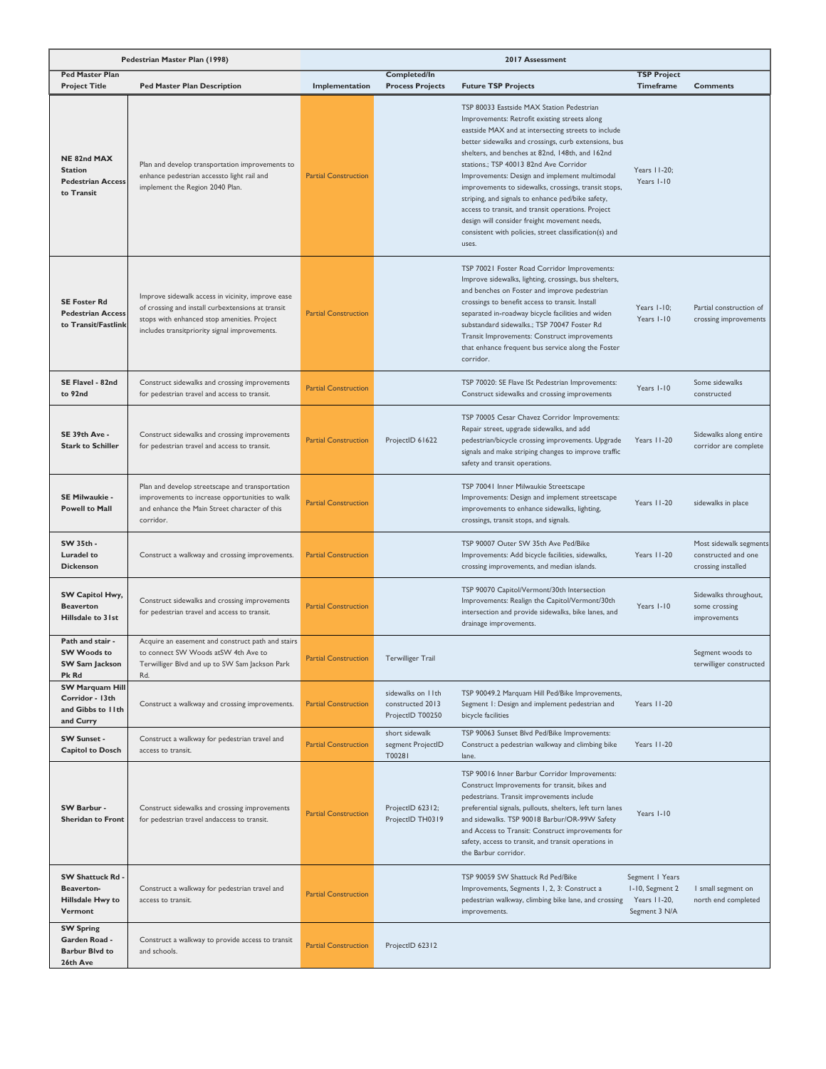| Pedestrian Master Plan (1998) | | 2017 Assessment | | | | |
|---|---|---|---|---|---|---|
| **Ped Master Plan Project Title** | **Ped Master Plan Description** | **Implementation** | **Completed/In Process Projects** | **Future TSP Projects** | **TSP Project Timeframe** | **Comments** |
| **NE 82nd MAX Station Pedestrian Access to Transit** | Plan and develop transportation improvements to enhance pedestrian accessto light rail and implement the Region 2040 Plan. | Partial Construction | | TSP 80033 Eastside MAX Station Pedestrian Improvements: Retrofit existing streets along eastside MAX and at intersecting streets to include better sidewalks and crossings, curb extensions, bus shelters, and benches at 82nd, 148th, and 162nd stations.; TSP 40013 82nd Ave Corridor Improvements: Design and implement multimodal improvements to sidewalks, crossings, transit stops, striping, and signals to enhance ped/bike safety, access to transit, and transit operations. Project design will consider freight movement needs, consistent with policies, street classification(s) and uses. | Years 11-20; Years 1-10 | |
| **SE Foster Rd Pedestrian Access to Transit/Fastlink** | Improve sidewalk access in vicinity, improve ease of crossing and install curbextensions at transit stops with enhanced stop amenities. Project includes transitpriority signal improvements. | Partial Construction | | TSP 70021 Foster Road Corridor Improvements: Improve sidewalks, lighting, crossings, bus shelters, and benches on Foster and improve pedestrian crossings to benefit access to transit. Install separated in-roadway bicycle facilities and widen substandard sidewalks.; TSP 70047 Foster Rd Transit Improvements: Construct improvements that enhance frequent bus service along the Foster corridor. | Years 1-10; Years 1-10 | Partial construction of crossing improvements |
| **SE Flavel - 82nd to 92nd** | Construct sidewalks and crossing improvements for pedestrian travel and access to transit. | Partial Construction | | TSP 70020: SE Flave lSt Pedestrian Improvements: Construct sidewalks and crossing improvements | Years 1-10 | Some sidewalks constructed |
| **SE 39th Ave - Stark to Schiller** | Construct sidewalks and crossing improvements for pedestrian travel and access to transit. | Partial Construction | ProjectID 61622 | TSP 70005 Cesar Chavez Corridor Improvements: Repair street, upgrade sidewalks, and add pedestrian/bicycle crossing improvements. Upgrade signals and make striping changes to improve traffic safety and transit operations. | Years 11-20 | Sidewalks along entire corridor are complete |
| **SE Milwaukie - Powell to Mall** | Plan and develop streetscape and transportation improvements to increase opportunities to walk and enhance the Main Street character of this corridor. | Partial Construction | | TSP 70041 Inner Milwaukie Streetscape Improvements: Design and implement streetscape improvements to enhance sidewalks, lighting, crossings, transit stops, and signals. | Years 11-20 | sidewalks in place |
| **SW 35th - Luradel to Dickenson** | Construct a walkway and crossing improvements. | Partial Construction | | TSP 90007 Outer SW 35th Ave Ped/Bike Improvements: Add bicycle facilities, sidewalks, crossing improvements, and median islands. | Years 11-20 | Most sidewalk segments constructed and one crossing installed |
| **SW Capitol Hwy, Beaverton Hillsdale to 31st** | Construct sidewalks and crossing improvements for pedestrian travel and access to transit. | Partial Construction | | TSP 90070 Capitol/Vermont/30th Intersection Improvements: Realign the Capitol/Vermont/30th intersection and provide sidewalks, bike lanes, and drainage improvements. | Years 1-10 | Sidewalks throughout, some crossing improvements |
| **Path and stair - SW Woods to SW Sam Jackson Pk Rd** | Acquire an easement and construct path and stairs to connect SW Woods atSW 4th Ave to Terwilliger Blvd and up to SW Sam Jackson Park Rd. | Partial Construction | Terwilliger Trail | | | Segment woods to terwilliger constructed |
| **SW Marquam Hill Corridor - 13th and Gibbs to 11th and Curry** | Construct a walkway and crossing improvements. | Partial Construction | sidewalks on 11th constructed 2013 ProjectID T00250 | TSP 90049.2 Marquam Hill Ped/Bike Improvements, Segment 1: Design and implement pedestrian and bicycle facilities | Years 11-20 | |
| **SW Sunset - Capitol to Dosch** | Construct a walkway for pedestrian travel and access to transit. | Partial Construction | short sidewalk segment ProjectID T00281 | TSP 90063 Sunset Blvd Ped/Bike Improvements: Construct a pedestrian walkway and climbing bike lane. | Years 11-20 | |
| **SW Barbur - Sheridan to Front** | Construct sidewalks and crossing improvements for pedestrian travel andaccess to transit. | Partial Construction | ProjectID 62312; ProjectID TH0319 | TSP 90016 Inner Barbur Corridor Improvements: Construct Improvements for transit, bikes and pedestrians. Transit improvements include preferential signals, pullouts, shelters, left turn lanes and sidewalks. TSP 90018 Barbur/OR-99W Safety and Access to Transit: Construct improvements for safety, access to transit, and transit operations in the Barbur corridor. | Years 1-10 | |
| **SW Shattuck Rd - Beaverton-Hillsdale Hwy to Vermont** | Construct a walkway for pedestrian travel and access to transit. | Partial Construction | | TSP 90059 SW Shattuck Rd Ped/Bike Improvements, Segments 1, 2, 3: Construct a pedestrian walkway, climbing bike lane, and crossing improvements. | Segment 1 Years 1-10, Segment 2 Years 11-20, Segment 3 N/A | 1 small segment on north end completed |
| **SW Spring Garden Road - Barbur Blvd to 26th Ave** | Construct a walkway to provide access to transit and schools. | Partial Construction | ProjectID 62312 | | | |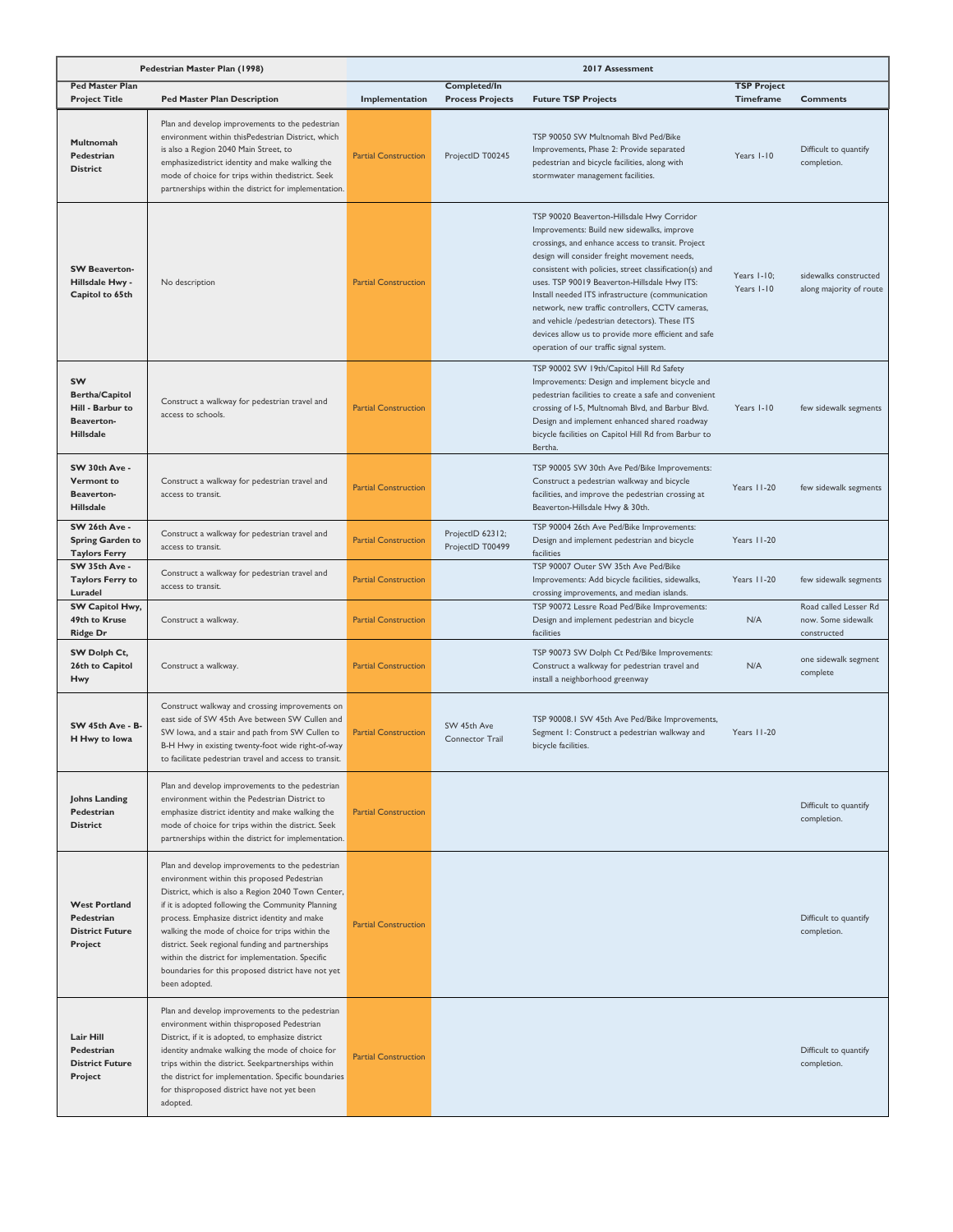| Pedestrian Master Plan (1998) | | 2017 Assessment | | | | |
|---|---|---|---|---|---|---|
| **Ped Master Plan Project Title** | **Ped Master Plan Description** | **Implementation** | **Completed/In Process Projects** | **Future TSP Projects** | **TSP Project Timeframe** | **Comments** |
| **Multnomah Pedestrian District** | Plan and develop improvements to the pedestrian environment within thisPedestrian District, which is also a Region 2040 Main Street, to emphasizedistrict identity and make walking the mode of choice for trips within thedistrict. Seek partnerships within the district for implementation. | Partial Construction | ProjectID T00245 | TSP 90050 SW Multnomah Blvd Ped/Bike Improvements, Phase 2: Provide separated pedestrian and bicycle facilities, along with stormwater management facilities. | Years 1-10 | Difficult to quantify completion. |
| **SW Beaverton-Hillsdale Hwy - Capitol to 65th** | No description | Partial Construction | | TSP 90020 Beaverton-Hillsdale Hwy Corridor Improvements: Build new sidewalks, improve crossings, and enhance access to transit. Project design will consider freight movement needs, consistent with policies, street classification(s) and uses. TSP 90019 Beaverton-Hillsdale Hwy ITS: Install needed ITS infrastructure (communication network, new traffic controllers, CCTV cameras, and vehicle /pedestrian detectors). These ITS devices allow us to provide more efficient and safe operation of our traffic signal system. | Years 1-10; Years 1-10 | sidewalks constructed along majority of route |
| **SW Bertha/Capitol Hill - Barbur to Beaverton-Hillsdale** | Construct a walkway for pedestrian travel and access to schools. | Partial Construction | | TSP 90002 SW 19th/Capitol Hill Rd Safety Improvements: Design and implement bicycle and pedestrian facilities to create a safe and convenient crossing of I-5, Multnomah Blvd, and Barbur Blvd. Design and implement enhanced shared roadway bicycle facilities on Capitol Hill Rd from Barbur to Bertha. | Years 1-10 | few sidewalk segments |
| **SW 30th Ave - Vermont to Beaverton-Hillsdale** | Construct a walkway for pedestrian travel and access to transit. | Partial Construction | | TSP 90005 SW 30th Ave Ped/Bike Improvements: Construct a pedestrian walkway and bicycle facilities, and improve the pedestrian crossing at Beaverton-Hillsdale Hwy & 30th. | Years 11-20 | few sidewalk segments |
| **SW 26th Ave - Spring Garden to Taylors Ferry** | Construct a walkway for pedestrian travel and access to transit. | Partial Construction | ProjectID 62312; ProjectID T00499 | TSP 90004 26th Ave Ped/Bike Improvements: Design and implement pedestrian and bicycle facilities | Years 11-20 | |
| **SW 35th Ave - Taylors Ferry to Luradel** | Construct a walkway for pedestrian travel and access to transit. | Partial Construction | | TSP 90007 Outer SW 35th Ave Ped/Bike Improvements: Add bicycle facilities, sidewalks, crossing improvements, and median islands. | Years 11-20 | few sidewalk segments |
| **SW Capitol Hwy, 49th to Kruse Ridge Dr** | Construct a walkway. | Partial Construction | | TSP 90072 Lessre Road Ped/Bike Improvements: Design and implement pedestrian and bicycle facilities | N/A | Road called Lesser Rd now. Some sidewalk constructed |
| **SW Dolph Ct, 26th to Capitol Hwy** | Construct a walkway. | Partial Construction | | TSP 90073 SW Dolph Ct Ped/Bike Improvements: Construct a walkway for pedestrian travel and install a neighborhood greenway | N/A | one sidewalk segment complete |
| **SW 45th Ave - B-H Hwy to Iowa** | Construct walkway and crossing improvements on east side of SW 45th Ave between SW Cullen and SW Iowa, and a stair and path from SW Cullen to B-H Hwy in existing twenty-foot wide right-of-way to facilitate pedestrian travel and access to transit. | Partial Construction | SW 45th Ave Connector Trail | TSP 90008.1 SW 45th Ave Ped/Bike Improvements, Segment 1: Construct a pedestrian walkway and bicycle facilities. | Years 11-20 | |
| **Johns Landing Pedestrian District** | Plan and develop improvements to the pedestrian environment within the Pedestrian District to emphasize district identity and make walking the mode of choice for trips within the district. Seek partnerships within the district for implementation. | Partial Construction | | | | Difficult to quantify completion. |
| **West Portland Pedestrian District Future Project** | Plan and develop improvements to the pedestrian environment within this proposed Pedestrian District, which is also a Region 2040 Town Center, if it is adopted following the Community Planning process. Emphasize district identity and make walking the mode of choice for trips within the district. Seek regional funding and partnerships within the district for implementation. Specific boundaries for this proposed district have not yet been adopted. | Partial Construction | | | | Difficult to quantify completion. |
| **Lair Hill Pedestrian District Future Project** | Plan and develop improvements to the pedestrian environment within thisproposed Pedestrian District, if it is adopted, to emphasize district identity andmake walking the mode of choice for trips within the district. Seekpartnerships within the district for implementation. Specific boundaries for thisproposed district have not yet been adopted. | Partial Construction | | | | Difficult to quantify completion. |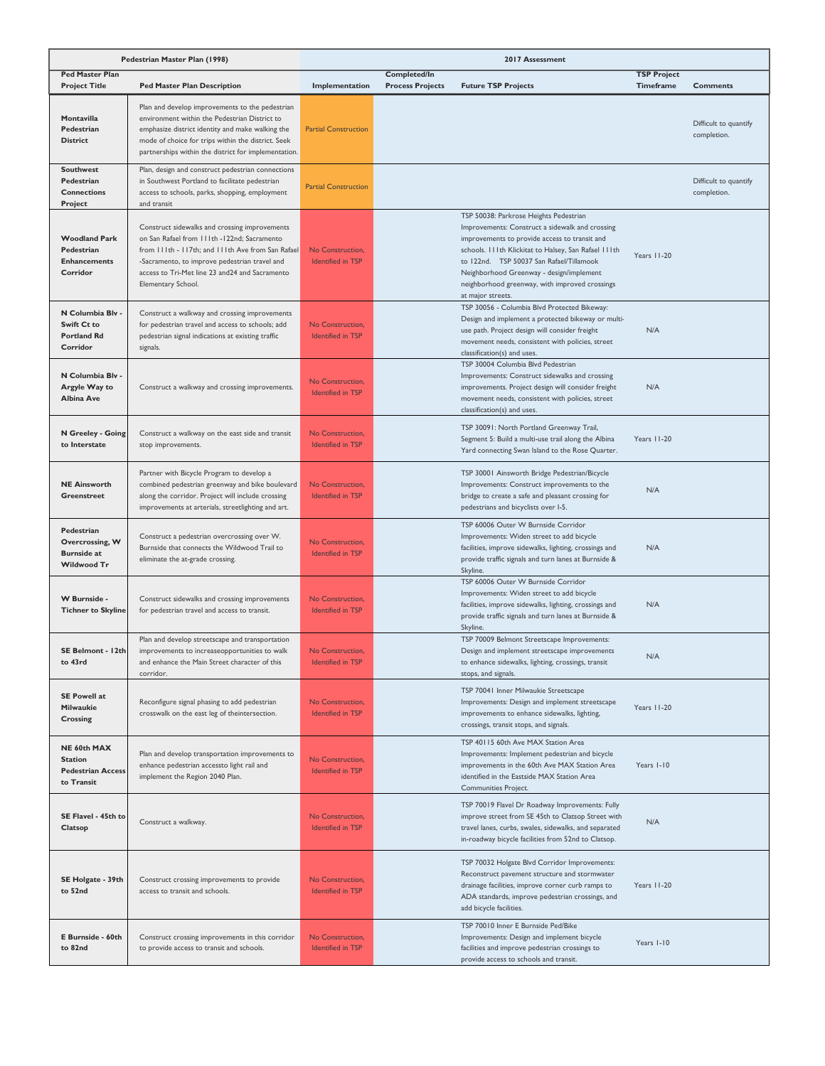| Pedestrian Master Plan (1998) | | 2017 Assessment | | | | |
|---|---|---|---|---|---|---|
| **Ped Master Plan Project Title** | **Ped Master Plan Description** | **Implementation** | **Completed/In Process Projects** | **Future TSP Projects** | **TSP Project Timeframe** | **Comments** |
| **Montavilla Pedestrian District** | Plan and develop improvements to the pedestrian environment within the Pedestrian District to emphasize district identity and make walking the mode of choice for trips within the district. Seek partnerships within the district for implementation. | Partial Construction | | | | Difficult to quantify completion. |
| **Southwest Pedestrian Connections Project** | Plan, design and construct pedestrian connections in Southwest Portland to facilitate pedestrian access to schools, parks, shopping, employment and transit | Partial Construction | | | | Difficult to quantify completion. |
| **Woodland Park Pedestrian Enhancements Corridor** | Construct sidewalks and crossing improvements on San Rafael from 111th -122nd; Sacramento from 111th - 117th; and 111th Ave from San Rafael -Sacramento, to improve pedestrian travel and access to Tri-Met line 23 and24 and Sacramento Elementary School. | No Construction, Identified in TSP | | TSP 50038: Parkrose Heights Pedestrian Improvements: Construct a sidewalk and crossing improvements to provide access to transit and schools. 111th Klickitat to Halsey, San Rafael 111th to 122nd. TSP 50037 San Rafael/Tillamook Neighborhood Greenway - design/implement neighborhood greenway, with improved crossings at major streets. | Years 11-20 | |
| **N Columbia Blv - Swift Ct to Portland Rd Corridor** | Construct a walkway and crossing improvements for pedestrian travel and access to schools; add pedestrian signal indications at existing traffic signals. | No Construction, Identified in TSP | | TSP 30056 - Columbia Blvd Protected Bikeway: Design and implement a protected bikeway or multi-use path. Project design will consider freight movement needs, consistent with policies, street classification(s) and uses. | N/A | |
| **N Columbia Blv - Argyle Way to Albina Ave** | Construct a walkway and crossing improvements. | No Construction, Identified in TSP | | TSP 30004 Columbia Blvd Pedestrian Improvements: Construct sidewalks and crossing improvements. Project design will consider freight movement needs, consistent with policies, street classification(s) and uses. | N/A | |
| **N Greeley - Going to Interstate** | Construct a walkway on the east side and transit stop improvements. | No Construction, Identified in TSP | | TSP 30091: North Portland Greenway Trail, Segment 5: Build a multi-use trail along the Albina Yard connecting Swan Island to the Rose Quarter. | Years 11-20 | |
| **NE Ainsworth Greenstreet** | Partner with Bicycle Program to develop a combined pedestrian greenway and bike boulevard along the corridor. Project will include crossing improvements at arterials, streetlighting and art. | No Construction, Identified in TSP | | TSP 30001 Ainsworth Bridge Pedestrian/Bicycle Improvements: Construct improvements to the bridge to create a safe and pleasant crossing for pedestrians and bicyclists over I-5. | N/A | |
| **Pedestrian Overcrossing, W Burnside at Wildwood Tr** | Construct a pedestrian overcrossing over W. Burnside that connects the Wildwood Trail to eliminate the at-grade crossing. | No Construction, Identified in TSP | | TSP 60006 Outer W Burnside Corridor Improvements: Widen street to add bicycle facilities, improve sidewalks, lighting, crossings and provide traffic signals and turn lanes at Burnside & Skyline. | N/A | |
| **W Burnside - Tichner to Skyline** | Construct sidewalks and crossing improvements for pedestrian travel and access to transit. | No Construction, Identified in TSP | | TSP 60006 Outer W Burnside Corridor Improvements: Widen street to add bicycle facilities, improve sidewalks, lighting, crossings and provide traffic signals and turn lanes at Burnside & Skyline. | N/A | |
| **SE Belmont - 12th to 43rd** | Plan and develop streetscape and transportation improvements to increaseopportunities to walk and enhance the Main Street character of this corridor. | No Construction, Identified in TSP | | TSP 70009 Belmont Streetscape Improvements: Design and implement streetscape improvements to enhance sidewalks, lighting, crossings, transit stops, and signals. | N/A | |
| **SE Powell at Milwaukie Crossing** | Reconfigure signal phasing to add pedestrian crosswalk on the east leg of theintersection. | No Construction, Identified in TSP | | TSP 70041 Inner Milwaukie Streetscape Improvements: Design and implement streetscape improvements to enhance sidewalks, lighting, crossings, transit stops, and signals. | Years 11-20 | |
| **NE 60th MAX Station Pedestrian Access to Transit** | Plan and develop transportation improvements to enhance pedestrian accessto light rail and implement the Region 2040 Plan. | No Construction, Identified in TSP | | TSP 40115 60th Ave MAX Station Area Improvements: Implement pedestrian and bicycle improvements in the 60th Ave MAX Station Area identified in the Eastside MAX Station Area Communities Project. | Years 1-10 | |
| **SE Flavel - 45th to Clatsop** | Construct a walkway. | No Construction, Identified in TSP | | TSP 70019 Flavel Dr Roadway Improvements: Fully improve street from SE 45th to Clatsop Street with travel lanes, curbs, swales, sidewalks, and separated in-roadway bicycle facilities from 52nd to Clatsop. | N/A | |
| **SE Holgate - 39th to 52nd** | Construct crossing improvements to provide access to transit and schools. | No Construction, Identified in TSP | | TSP 70032 Holgate Blvd Corridor Improvements: Reconstruct pavement structure and stormwater drainage facilities, improve corner curb ramps to ADA standards, improve pedestrian crossings, and add bicycle facilities. | Years 11-20 | |
| **E Burnside - 60th to 82nd** | Construct crossing improvements in this corridor to provide access to transit and schools. | No Construction, Identified in TSP | | TSP 70010 Inner E Burnside Ped/Bike Improvements: Design and implement bicycle facilities and improve pedestrian crossings to provide access to schools and transit. | Years 1-10 | |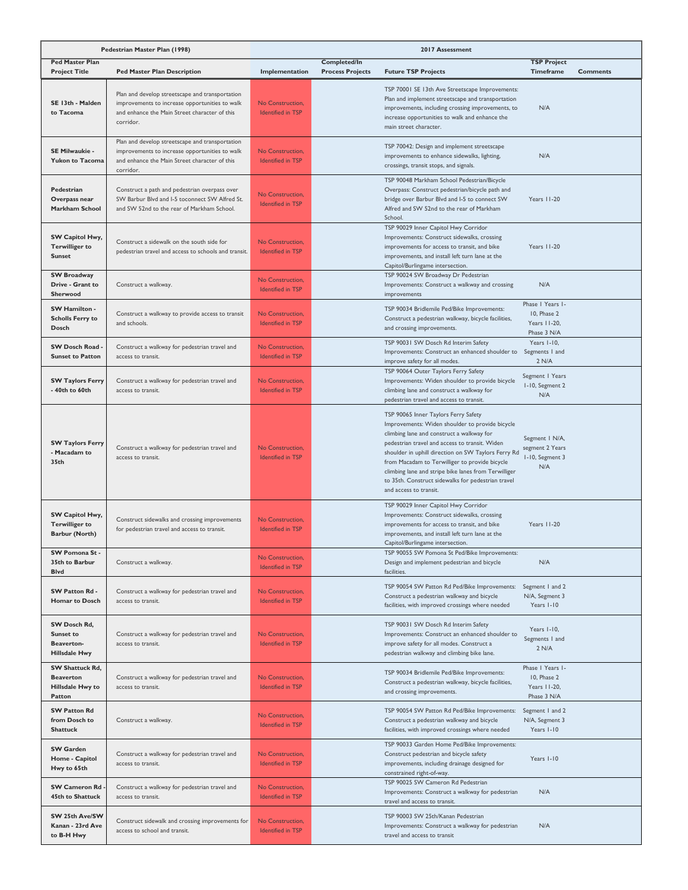| Pedestrian Master Plan (1998) | | 2017 Assessment | | | | |
|---|---|---|---|---|---|---|
| **Ped Master Plan Project Title** | **Ped Master Plan Description** | **Implementation** | **Completed/In Process Projects** | **Future TSP Projects** | **TSP Project Timeframe** | **Comments** |
| **SE 13th - Malden to Tacoma** | Plan and develop streetscape and transportation improvements to increase opportunities to walk and enhance the Main Street character of this corridor. | No Construction, Identified in TSP | | TSP 70001 SE 13th Ave Streetscape Improvements: Plan and implement streetscape and transportation improvements, including crossing improvements, to increase opportunities to walk and enhance the main street character. | N/A | |
| **SE Milwaukie - Yukon to Tacoma** | Plan and develop streetscape and transportation improvements to increase opportunities to walk and enhance the Main Street character of this corridor. | No Construction, Identified in TSP | | TSP 70042: Design and implement streetscape improvements to enhance sidewalks, lighting, crossings, transit stops, and signals. | N/A | |
| **Pedestrian Overpass near Markham School** | Construct a path and pedestrian overpass over SW Barbur Blvd and I-5 toconnect SW Alfred St. and SW 52nd to the rear of Markham School. | No Construction, Identified in TSP | | TSP 90048 Markham School Pedestrian/Bicycle Overpass: Construct pedestrian/bicycle path and bridge over Barbur Blvd and I-5 to connect SW Alfred and SW 52nd to the rear of Markham School. | Years 11-20 | |
| **SW Capitol Hwy, Terwilliger to Sunset** | Construct a sidewalk on the south side for pedestrian travel and access to schools and transit. | No Construction, Identified in TSP | | TSP 90029 Inner Capitol Hwy Corridor Improvements: Construct sidewalks, crossing improvements for access to transit, and bike improvements, and install left turn lane at the Capitol/Burlingame intersection. | Years 11-20 | |
| **SW Broadway Drive - Grant to Sherwood** | Construct a walkway. | No Construction, Identified in TSP | | TSP 90024 SW Broadway Dr Pedestrian Improvements: Construct a walkway and crossing improvements | N/A | |
| **SW Hamilton - Scholls Ferry to Dosch** | Construct a walkway to provide access to transit and schools. | No Construction, Identified in TSP | | TSP 90034 Bridlemile Ped/Bike Improvements: Construct a pedestrian walkway, bicycle facilities, and crossing improvements. | Phase 1 Years 1-10, Phase 2 Years 11-20, Phase 3 N/A | |
| **SW Dosch Road - Sunset to Patton** | Construct a walkway for pedestrian travel and access to transit. | No Construction, Identified in TSP | | TSP 90031 SW Dosch Rd Interim Safety Improvements: Construct an enhanced shoulder to improve safety for all modes. | Years 1-10, Segments 1 and 2 N/A | |
| **SW Taylors Ferry - 40th to 60th** | Construct a walkway for pedestrian travel and access to transit. | No Construction, Identified in TSP | | TSP 90064 Outer Taylors Ferry Safety Improvements: Widen shoulder to provide bicycle climbing lane and construct a walkway for pedestrian travel and access to transit. | Segment 1 Years 1-10, Segment 2 N/A | |
| **SW Taylors Ferry - Macadam to 35th** | Construct a walkway for pedestrian travel and access to transit. | No Construction, Identified in TSP | | TSP 90065 Inner Taylors Ferry Safety Improvements: Widen shoulder to provide bicycle climbing lane and construct a walkway for pedestrian travel and access to transit. Widen shoulder in uphill direction on SW Taylors Ferry Rd from Macadam to Terwilliger to provide bicycle climbing lane and stripe bike lanes from Terwilliger to 35th. Construct sidewalks for pedestrian travel and access to transit. | Segment 1 N/A, segment 2 Years 1-10, Segment 3 N/A | |
| **SW Capitol Hwy, Terwilliger to Barbur (North)** | Construct sidewalks and crossing improvements for pedestrian travel and access to transit. | No Construction, Identified in TSP | | TSP 90029 Inner Capitol Hwy Corridor Improvements: Construct sidewalks, crossing improvements for access to transit, and bike improvements, and install left turn lane at the Capitol/Burlingame intersection. | Years 11-20 | |
| **SW Pomona St - 35th to Barbur Blvd** | Construct a walkway. | No Construction, Identified in TSP | | TSP 90055 SW Pomona St Ped/Bike Improvements: Design and implement pedestrian and bicycle facilities. | N/A | |
| **SW Patton Rd - Homar to Dosch** | Construct a walkway for pedestrian travel and access to transit. | No Construction, Identified in TSP | | TSP 90054 SW Patton Rd Ped/Bike Improvements: Construct a pedestrian walkway and bicycle facilities, with improved crossings where needed | Segment 1 and 2 N/A, Segment 3 Years 1-10 | |
| **SW Dosch Rd, Sunset to Beaverton-Hillsdale Hwy** | Construct a walkway for pedestrian travel and access to transit. | No Construction, Identified in TSP | | TSP 90031 SW Dosch Rd Interim Safety Improvements: Construct an enhanced shoulder to improve safety for all modes. Construct a pedestrian walkway and climbing bike lane. | Years 1-10, Segments 1 and 2 N/A | |
| **SW Shattuck Rd, Beaverton Hillsdale Hwy to Patton** | Construct a walkway for pedestrian travel and access to transit. | No Construction, Identified in TSP | | TSP 90034 Bridlemile Ped/Bike Improvements: Construct a pedestrian walkway, bicycle facilities, and crossing improvements. | Phase 1 Years 1-10, Phase 2 Years 11-20, Phase 3 N/A | |
| **SW Patton Rd from Dosch to Shattuck** | Construct a walkway. | No Construction, Identified in TSP | | TSP 90054 SW Patton Rd Ped/Bike Improvements: Construct a pedestrian walkway and bicycle facilities, with improved crossings where needed | Segment 1 and 2 N/A, Segment 3 Years 1-10 | |
| **SW Garden Home - Capitol Hwy to 65th** | Construct a walkway for pedestrian travel and access to transit. | No Construction, Identified in TSP | | TSP 90033 Garden Home Ped/Bike Improvements: Construct pedestrian and bicycle safety improvements, including drainage designed for constrained right-of-way. | Years 1-10 | |
| **SW Cameron Rd - 45th to Shattuck** | Construct a walkway for pedestrian travel and access to transit. | No Construction, Identified in TSP | | TSP 90025 SW Cameron Rd Pedestrian Improvements: Construct a walkway for pedestrian travel and access to transit. | N/A | |
| **SW 25th Ave/SW Kanan - 23rd Ave to B-H Hwy** | Construct sidewalk and crossing improvements for access to school and transit. | No Construction, Identified in TSP | | TSP 90003 SW 25th/Kanan Pedestrian Improvements: Construct a walkway for pedestrian travel and access to transit | N/A | |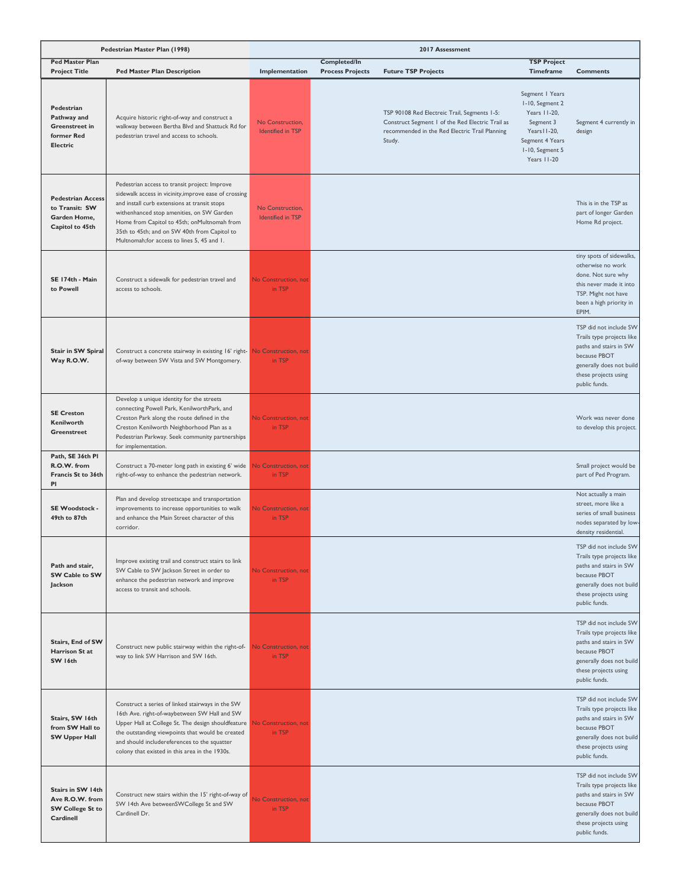| Pedestrian Master Plan (1998) | | 2017 Assessment | | | | |
|---|---|---|---|---|---|---|
| **Ped Master Plan Project Title** | **Ped Master Plan Description** | **Implementation** | **Completed/In Process Projects** | **Future TSP Projects** | **TSP Project Timeframe** | **Comments** |
| **Pedestrian Pathway and Greenstreet in former Red Electric** | Acquire historic right-of-way and construct a walkway between Bertha Blvd and Shattuck Rd for pedestrian travel and access to schools. | No Construction, Identified in TSP | | TSP 90108 Red Electreic Trail, Segments 1-5: Construct Segment 1 of the Red Electric Trail as recommended in the Red Electric Trail Planning Study. | Segment 1 Years 1-10, Segment 2 Years 11-20, Segment 3 Years11-20, Segment 4 Years 1-10, Segment 5 Years 11-20 | Segment 4 currently in design |
| **Pedestrian Access to Transit: SW Garden Home, Capitol to 45th** | Pedestrian access to transit project: Improve sidewalk access in vicinity,improve ease of crossing and install curb extensions at transit stops withenhanced stop amenities, on SW Garden Home from Capitol to 45th; onMultnomah from 35th to 45th; and on SW 40th from Capitol to Multnomah;for access to lines 5, 45 and 1. | No Construction, Identified in TSP | | | | This is in the TSP as part of longer Garden Home Rd project. |
| **SE 174th - Main to Powell** | Construct a sidewalk for pedestrian travel and access to schools. | No Construction, not in TSP | | | | tiny spots of sidewalks, otherwise no work done. Not sure why this never made it into TSP. Might not have been a high priority in EPIM. |
| **Stair in SW Spiral Way R.O.W.** | Construct a concrete stairway in existing 16' right-of-way between SW Vista and SW Montgomery. | No Construction, not in TSP | | | | TSP did not include SW Trails type projects like paths and stairs in SW because PBOT generally does not build these projects using public funds. |
| **SE Creston Kenilworth Greenstreet** | Develop a unique identity for the streets connecting Powell Park, KenilworthPark, and Creston Park along the route defined in the Creston Kenilworth Neighborhood Plan as a Pedestrian Parkway. Seek community partnerships for implementation. | No Construction, not in TSP | | | | Work was never done to develop this project. |
| **Path, SE 36th Pl R.O.W. from Francis St to 36th Pl** | Construct a 70-meter long path in existing 6' wide right-of-way to enhance the pedestrian network. | No Construction, not in TSP | | | | Small project would be part of Ped Program. |
| **SE Woodstock - 49th to 87th** | Plan and develop streetscape and transportation improvements to increase opportunities to walk and enhance the Main Street character of this corridor. | No Construction, not in TSP | | | | Not actually a main street, more like a series of small business nodes separated by low-density residential. |
| **Path and stair, SW Cable to SW Jackson** | Improve existing trail and construct stairs to link SW Cable to SW Jackson Street in order to enhance the pedestrian network and improve access to transit and schools. | No Construction, not in TSP | | | | TSP did not include SW Trails type projects like paths and stairs in SW because PBOT generally does not build these projects using public funds. |
| **Stairs, End of SW Harrison St at SW 16th** | Construct new public stairway within the right-of-way to link SW Harrison and SW 16th. | No Construction, not in TSP | | | | TSP did not include SW Trails type projects like paths and stairs in SW because PBOT generally does not build these projects using public funds. |
| **Stairs, SW 16th from SW Hall to SW Upper Hall** | Construct a series of linked stairways in the SW 16th Ave. right-of-waybetween SW Hall and SW Upper Hall at College St. The design shouldfeature the outstanding viewpoints that would be created and should includereferences to the squatter colony that existed in this area in the 1930s. | No Construction, not in TSP | | | | TSP did not include SW Trails type projects like paths and stairs in SW because PBOT generally does not build these projects using public funds. |
| **Stairs in SW 14th Ave R.O.W. from SW College St to Cardinell** | Construct new stairs within the 15' right-of-way of SW 14th Ave betweenSWCollege St and SW Cardinell Dr. | No Construction, not in TSP | | | | TSP did not include SW Trails type projects like paths and stairs in SW because PBOT generally does not build these projects using public funds. |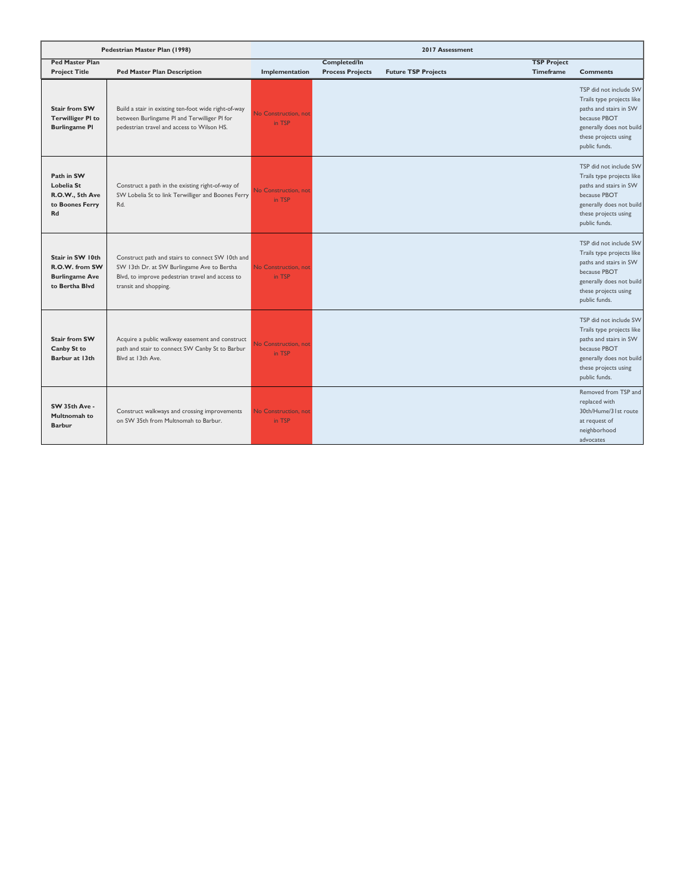| Pedestrian Master Plan (1998) | | 2017 Assessment | | | | |
|---|---|---|---|---|---|---|
| **Ped Master Plan Project Title** | **Ped Master Plan Description** | **Implementation** | **Completed/In Process Projects** | **Future TSP Projects** | **TSP Project Timeframe** | **Comments** |
| **Stair from SW Terwilliger Pl to Burlingame Pl** | Build a stair in existing ten-foot wide right-of-way between Burlingame Pl and Terwilliger Pl for pedestrian travel and access to Wilson HS. | No Construction, not in TSP | | | | TSP did not include SW Trails type projects like paths and stairs in SW because PBOT generally does not build these projects using public funds. |
| **Path in SW Lobelia St R.O.W., 5th Ave to Boones Ferry Rd** | Construct a path in the existing right-of-way of SW Lobelia St to link Terwilliger and Boones Ferry Rd. | No Construction, not in TSP | | | | TSP did not include SW Trails type projects like paths and stairs in SW because PBOT generally does not build these projects using public funds. |
| **Stair in SW 10th R.O.W. from SW Burlingame Ave to Bertha Blvd** | Construct path and stairs to connect SW 10th and SW 13th Dr. at SW Burlingame Ave to Bertha Blvd, to improve pedestrian travel and access to transit and shopping. | No Construction, not in TSP | | | | TSP did not include SW Trails type projects like paths and stairs in SW because PBOT generally does not build these projects using public funds. |
| **Stair from SW Canby St to Barbur at 13th** | Acquire a public walkway easement and construct path and stair to connect SW Canby St to Barbur Blvd at 13th Ave. | No Construction, not in TSP | | | | TSP did not include SW Trails type projects like paths and stairs in SW because PBOT generally does not build these projects using public funds. |
| **SW 35th Ave - Multnomah to Barbur** | Construct walkways and crossing improvements on SW 35th from Multnomah to Barbur. | No Construction, not in TSP | | | | Removed from TSP and replaced with 30th/Hume/31st route at request of neighborhood advocates |